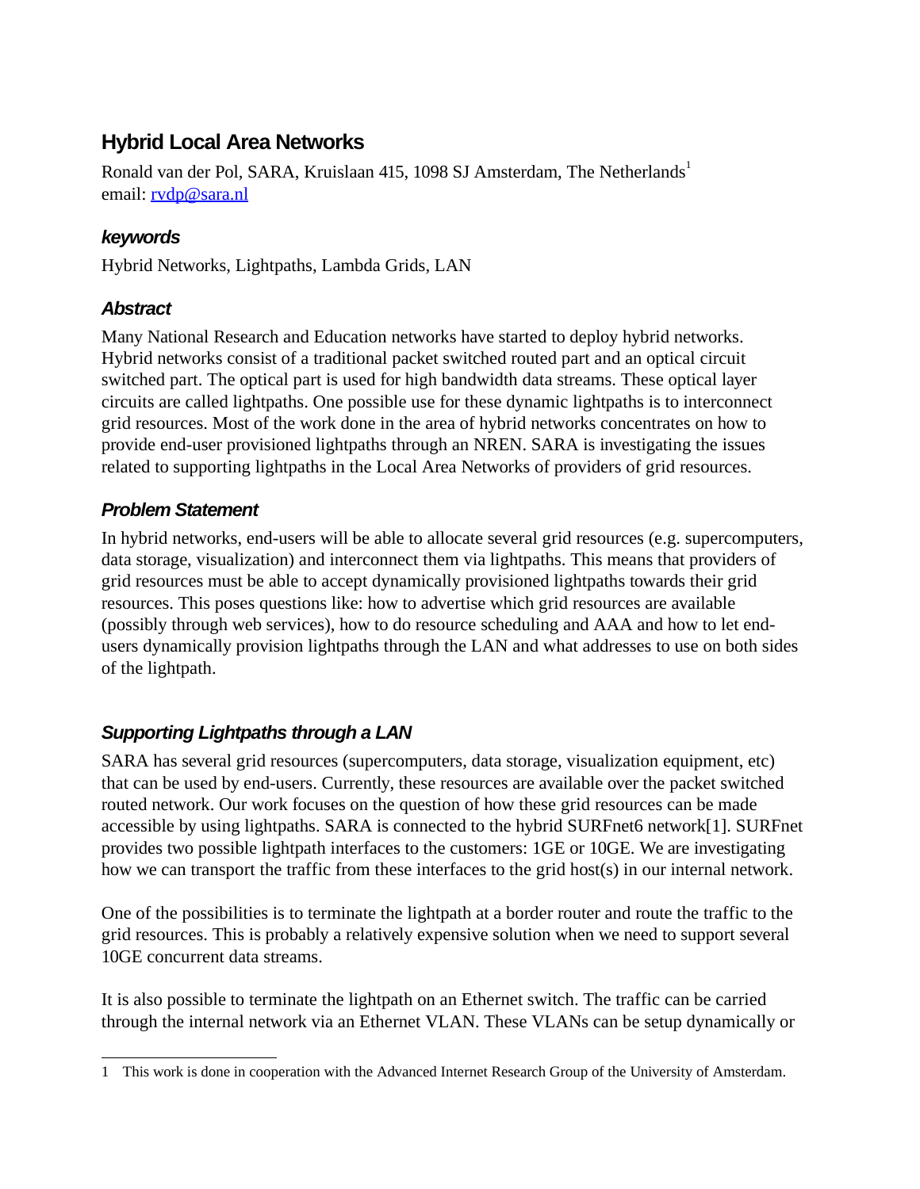# Hybrid Local Area Networks

Ronald van der Pol, SARA, Kruislaan 415, 1098 SJ Amsterdam, The Netherlands[1]
email: rvdp@sara.nl

### *keywords*

Hybrid Networks, Lightpaths, Lambda Grids, LAN

### *Abstract*

Many National Research and Education networks have started to deploy hybrid networks. Hybrid networks consist of a traditional packet switched routed part and an optical circuit switched part. The optical part is used for high bandwidth data streams. These optical layer circuits are called lightpaths. One possible use for these dynamic lightpaths is to interconnect grid resources. Most of the work done in the area of hybrid networks concentrates on how to provide end-user provisioned lightpaths through an NREN. SARA is investigating the issues related to supporting lightpaths in the Local Area Networks of providers of grid resources.

### *Problem Statement*

In hybrid networks, end-users will be able to allocate several grid resources (e.g. supercomputers, data storage, visualization) and interconnect them via lightpaths. This means that providers of grid resources must be able to accept dynamically provisioned lightpaths towards their grid resources. This poses questions like: how to advertise which grid resources are available (possibly through web services), how to do resource scheduling and AAA and how to let end-users dynamically provision lightpaths through the LAN and what addresses to use on both sides of the lightpath.

### *Supporting Lightpaths through a LAN*

SARA has several grid resources (supercomputers, data storage, visualization equipment, etc) that can be used by end-users. Currently, these resources are available over the packet switched routed network. Our work focuses on the question of how these grid resources can be made accessible by using lightpaths. SARA is connected to the hybrid SURFnet6 network[1]. SURFnet provides two possible lightpath interfaces to the customers: 1GE or 10GE. We are investigating how we can transport the traffic from these interfaces to the grid host(s) in our internal network.

One of the possibilities is to terminate the lightpath at a border router and route the traffic to the grid resources. This is probably a relatively expensive solution when we need to support several 10GE concurrent data streams.

It is also possible to terminate the lightpath on an Ethernet switch. The traffic can be carried through the internal network via an Ethernet VLAN. These VLANs can be setup dynamically or

---

1 This work is done in cooperation with the Advanced Internet Research Group of the University of Amsterdam.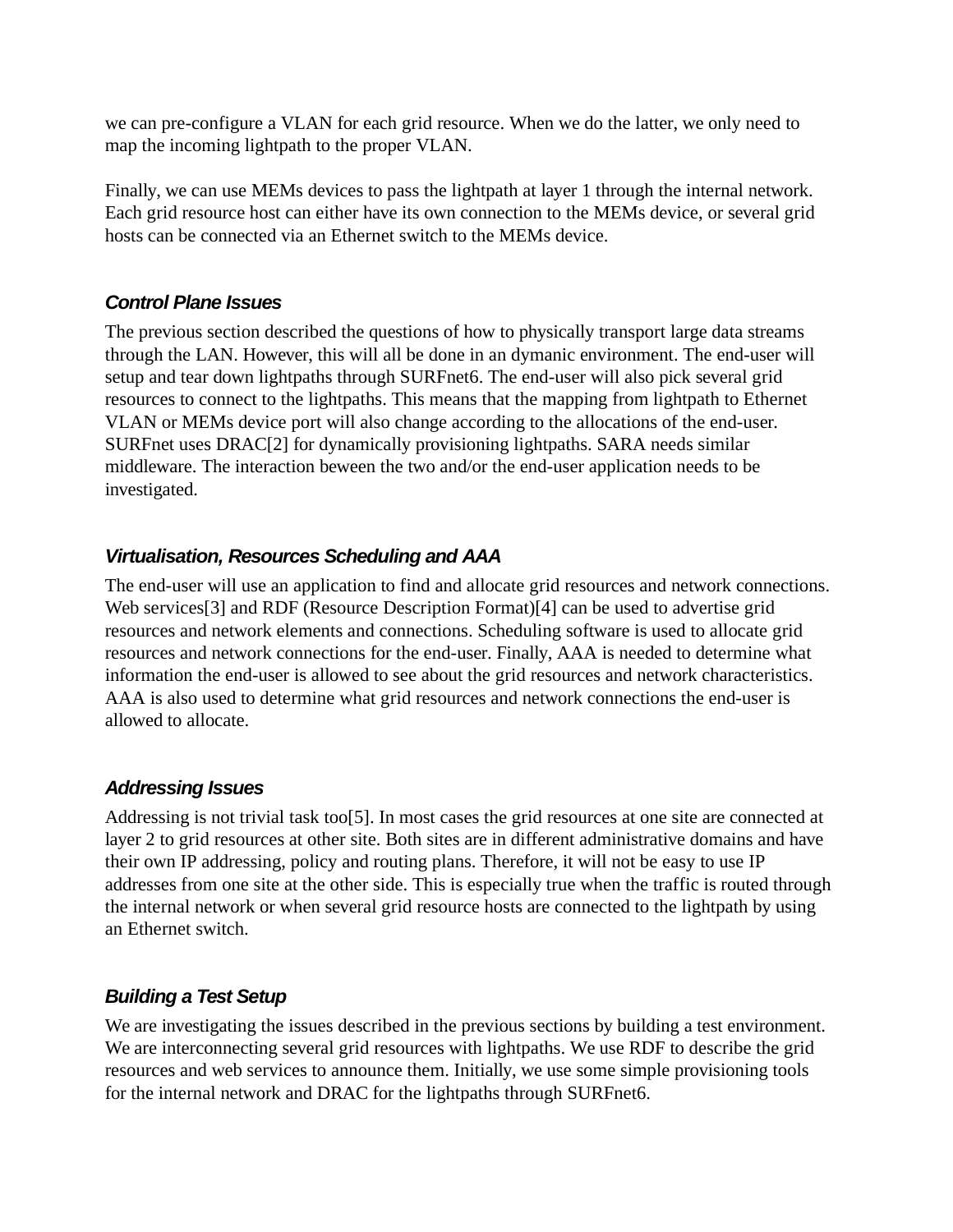we can pre-configure a VLAN for each grid resource. When we do the latter, we only need to map the incoming lightpath to the proper VLAN.

Finally, we can use MEMs devices to pass the lightpath at layer 1 through the internal network. Each grid resource host can either have its own connection to the MEMs device, or several grid hosts can be connected via an Ethernet switch to the MEMs device.

### *Control Plane Issues*

The previous section described the questions of how to physically transport large data streams through the LAN. However, this will all be done in an dymanic environment. The end-user will setup and tear down lightpaths through SURFnet6. The end-user will also pick several grid resources to connect to the lightpaths. This means that the mapping from lightpath to Ethernet VLAN or MEMs device port will also change according to the allocations of the end-user. SURFnet uses DRAC[2] for dynamically provisioning lightpaths. SARA needs similar middleware. The interaction beween the two and/or the end-user application needs to be investigated.

### *Virtualisation, Resources Scheduling and AAA*

The end-user will use an application to find and allocate grid resources and network connections. Web services[3] and RDF (Resource Description Format)[4] can be used to advertise grid resources and network elements and connections. Scheduling software is used to allocate grid resources and network connections for the end-user. Finally, AAA is needed to determine what information the end-user is allowed to see about the grid resources and network characteristics. AAA is also used to determine what grid resources and network connections the end-user is allowed to allocate.

### *Addressing Issues*

Addressing is not trivial task too[5]. In most cases the grid resources at one site are connected at layer 2 to grid resources at other site. Both sites are in different administrative domains and have their own IP addressing, policy and routing plans. Therefore, it will not be easy to use IP addresses from one site at the other side. This is especially true when the traffic is routed through the internal network or when several grid resource hosts are connected to the lightpath by using an Ethernet switch.

### *Building a Test Setup*

We are investigating the issues described in the previous sections by building a test environment. We are interconnecting several grid resources with lightpaths. We use RDF to describe the grid resources and web services to announce them. Initially, we use some simple provisioning tools for the internal network and DRAC for the lightpaths through SURFnet6.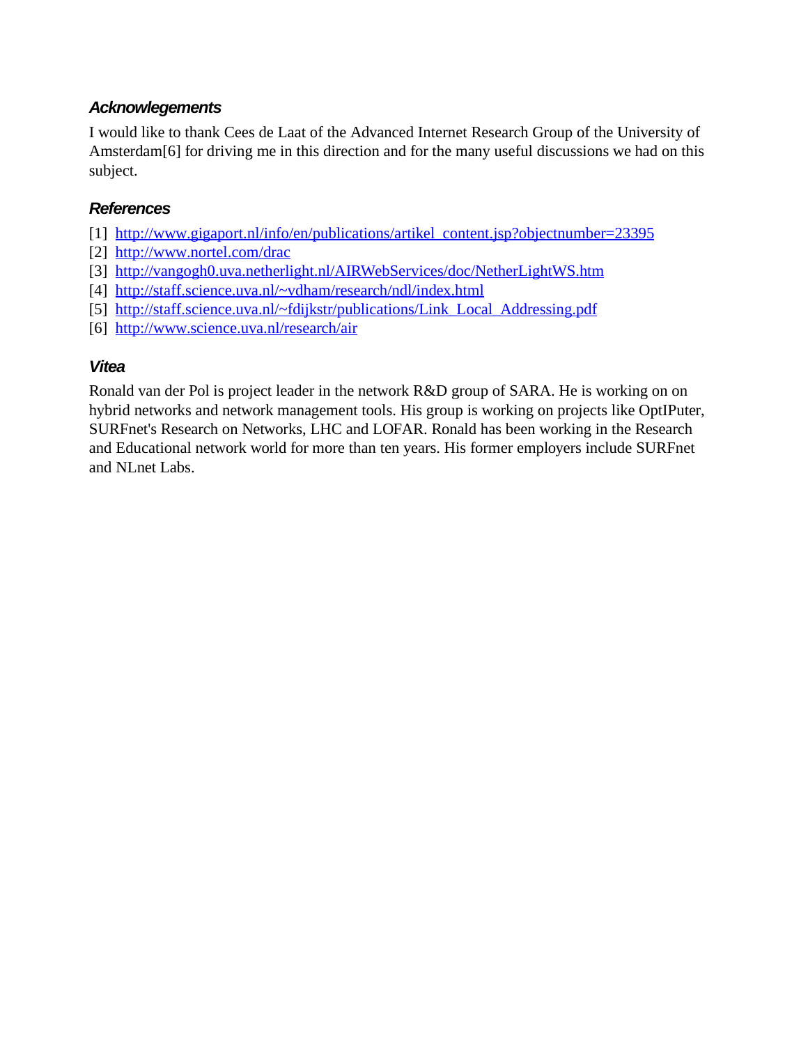### *Acknowlegements*

I would like to thank Cees de Laat of the Advanced Internet Research Group of the University of Amsterdam[6] for driving me in this direction and for the many useful discussions we had on this subject.

### *References*

[1] http://www.gigaport.nl/info/en/publications/artikel_content.jsp?objectnumber=23395
[2] http://www.nortel.com/drac
[3] http://vangogh0.uva.netherlight.nl/AIRWebServices/doc/NetherLightWS.htm
[4] http://staff.science.uva.nl/~vdham/research/ndl/index.html
[5] http://staff.science.uva.nl/~fdijkstr/publications/Link_Local_Addressing.pdf
[6] http://www.science.uva.nl/research/air

### *Vitea*

Ronald van der Pol is project leader in the network R&D group of SARA. He is working on on hybrid networks and network management tools. His group is working on projects like OptIPuter, SURFnet's Research on Networks, LHC and LOFAR. Ronald has been working in the Research and Educational network world for more than ten years. His former employers include SURFnet and NLnet Labs.